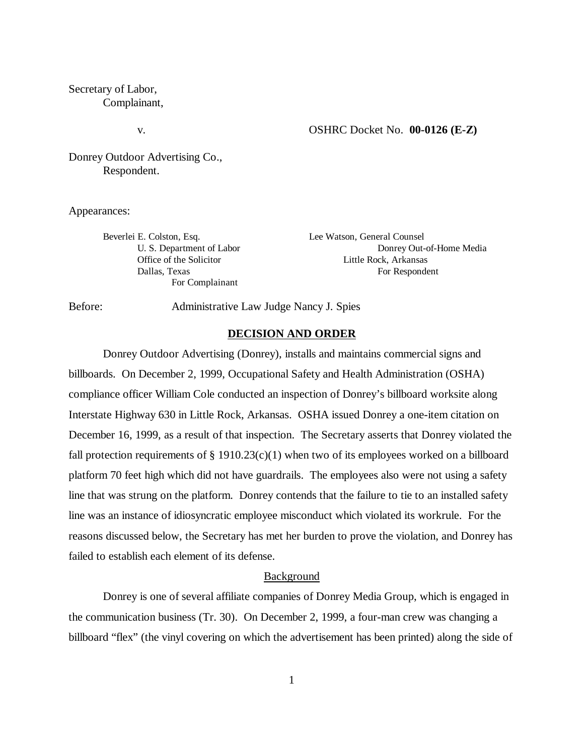Secretary of Labor,
Complainant,

v.

OSHRC Docket No. **00-0126 (E-Z)**

Donrey Outdoor Advertising Co.,
Respondent.

Appearances:

Beverlei E. Colston, Esq.
U. S. Department of Labor
Office of the Solicitor
Dallas, Texas
For Complainant

Lee Watson, General Counsel
Donrey Out-of-Home Media
Little Rock, Arkansas
For Respondent

Before: Administrative Law Judge Nancy J. Spies

## DECISION AND ORDER

Donrey Outdoor Advertising (Donrey), installs and maintains commercial signs and billboards. On December 2, 1999, Occupational Safety and Health Administration (OSHA) compliance officer William Cole conducted an inspection of Donrey's billboard worksite along Interstate Highway 630 in Little Rock, Arkansas. OSHA issued Donrey a one-item citation on December 16, 1999, as a result of that inspection. The Secretary asserts that Donrey violated the fall protection requirements of § 1910.23(c)(1) when two of its employees worked on a billboard platform 70 feet high which did not have guardrails. The employees also were not using a safety line that was strung on the platform. Donrey contends that the failure to tie to an installed safety line was an instance of idiosyncratic employee misconduct which violated its workrule. For the reasons discussed below, the Secretary has met her burden to prove the violation, and Donrey has failed to establish each element of its defense.

### Background

Donrey is one of several affiliate companies of Donrey Media Group, which is engaged in the communication business (Tr. 30). On December 2, 1999, a four-man crew was changing a billboard "flex" (the vinyl covering on which the advertisement has been printed) along the side of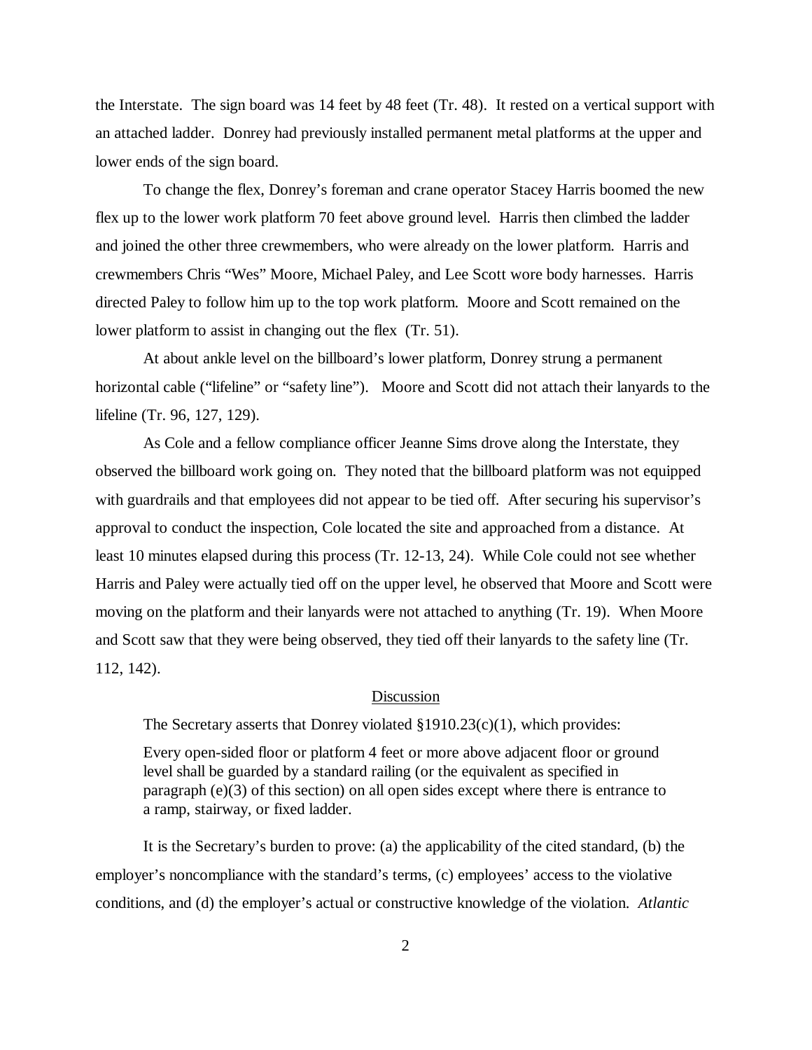the Interstate. The sign board was 14 feet by 48 feet (Tr. 48). It rested on a vertical support with an attached ladder. Donrey had previously installed permanent metal platforms at the upper and lower ends of the sign board.

To change the flex, Donrey's foreman and crane operator Stacey Harris boomed the new flex up to the lower work platform 70 feet above ground level. Harris then climbed the ladder and joined the other three crewmembers, who were already on the lower platform. Harris and crewmembers Chris "Wes" Moore, Michael Paley, and Lee Scott wore body harnesses. Harris directed Paley to follow him up to the top work platform. Moore and Scott remained on the lower platform to assist in changing out the flex (Tr. 51).

At about ankle level on the billboard's lower platform, Donrey strung a permanent horizontal cable ("lifeline" or "safety line"). Moore and Scott did not attach their lanyards to the lifeline (Tr. 96, 127, 129).

As Cole and a fellow compliance officer Jeanne Sims drove along the Interstate, they observed the billboard work going on. They noted that the billboard platform was not equipped with guardrails and that employees did not appear to be tied off. After securing his supervisor's approval to conduct the inspection, Cole located the site and approached from a distance. At least 10 minutes elapsed during this process (Tr. 12-13, 24). While Cole could not see whether Harris and Paley were actually tied off on the upper level, he observed that Moore and Scott were moving on the platform and their lanyards were not attached to anything (Tr. 19). When Moore and Scott saw that they were being observed, they tied off their lanyards to the safety line (Tr. 112, 142).

## Discussion

The Secretary asserts that Donrey violated §1910.23(c)(1), which provides:

> Every open-sided floor or platform 4 feet or more above adjacent floor or ground level shall be guarded by a standard railing (or the equivalent as specified in paragraph (e)(3) of this section) on all open sides except where there is entrance to a ramp, stairway, or fixed ladder.

It is the Secretary's burden to prove: (a) the applicability of the cited standard, (b) the employer's noncompliance with the standard's terms, (c) employees' access to the violative conditions, and (d) the employer's actual or constructive knowledge of the violation. *Atlantic*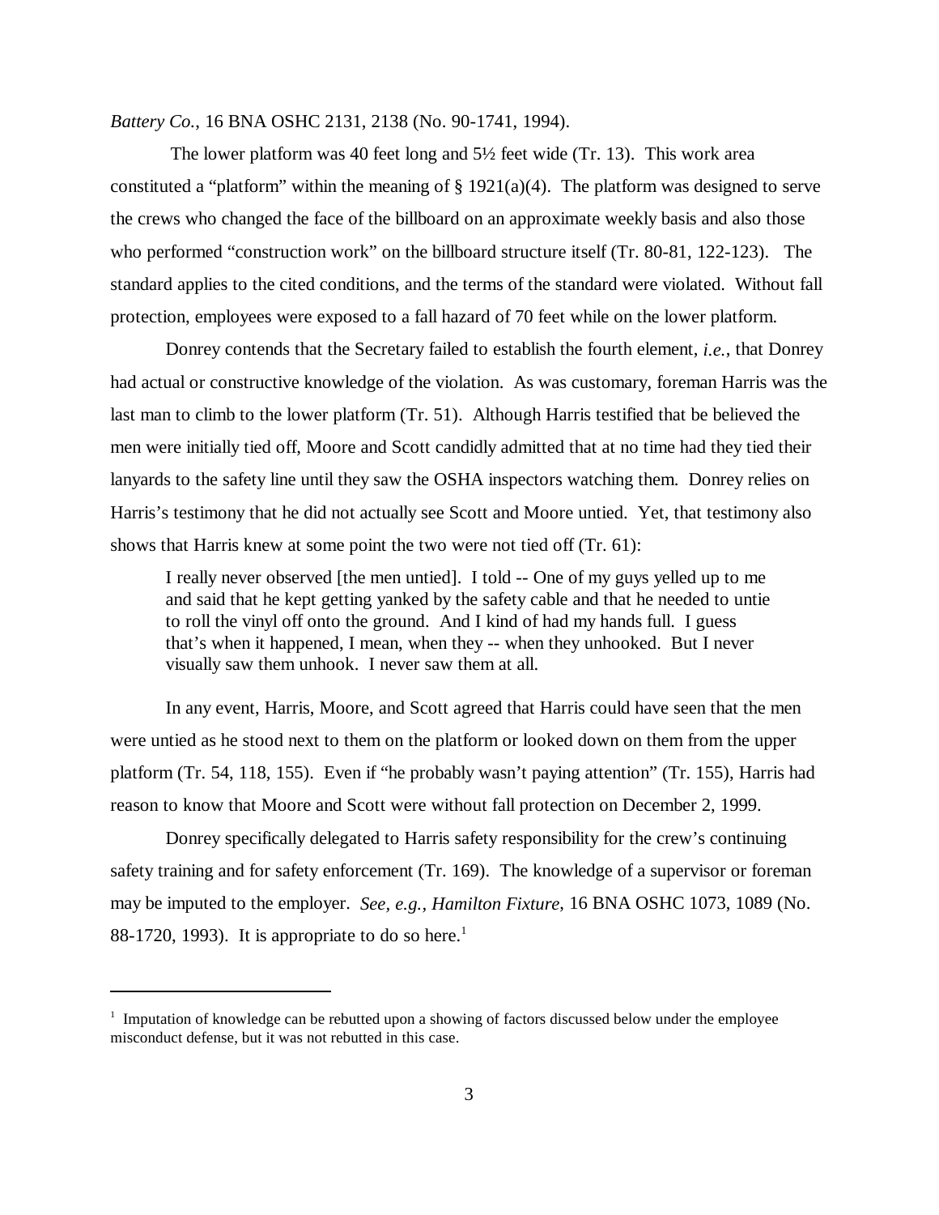*Battery Co.*, 16 BNA OSHC 2131, 2138 (No. 90-1741, 1994).

The lower platform was 40 feet long and 5½ feet wide (Tr. 13). This work area constituted a "platform" within the meaning of § 1921(a)(4). The platform was designed to serve the crews who changed the face of the billboard on an approximate weekly basis and also those who performed "construction work" on the billboard structure itself (Tr. 80-81, 122-123). The standard applies to the cited conditions, and the terms of the standard were violated. Without fall protection, employees were exposed to a fall hazard of 70 feet while on the lower platform.

Donrey contends that the Secretary failed to establish the fourth element, *i.e.*, that Donrey had actual or constructive knowledge of the violation. As was customary, foreman Harris was the last man to climb to the lower platform (Tr. 51). Although Harris testified that be believed the men were initially tied off, Moore and Scott candidly admitted that at no time had they tied their lanyards to the safety line until they saw the OSHA inspectors watching them. Donrey relies on Harris's testimony that he did not actually see Scott and Moore untied. Yet, that testimony also shows that Harris knew at some point the two were not tied off (Tr. 61):

> I really never observed [the men untied]. I told -- One of my guys yelled up to me and said that he kept getting yanked by the safety cable and that he needed to untie to roll the vinyl off onto the ground. And I kind of had my hands full. I guess that's when it happened, I mean, when they -- when they unhooked. But I never visually saw them unhook. I never saw them at all.

In any event, Harris, Moore, and Scott agreed that Harris could have seen that the men were untied as he stood next to them on the platform or looked down on them from the upper platform (Tr. 54, 118, 155). Even if "he probably wasn't paying attention" (Tr. 155), Harris had reason to know that Moore and Scott were without fall protection on December 2, 1999.

Donrey specifically delegated to Harris safety responsibility for the crew's continuing safety training and for safety enforcement (Tr. 169). The knowledge of a supervisor or foreman may be imputed to the employer. *See, e.g., Hamilton Fixture*, 16 BNA OSHC 1073, 1089 (No. 88-1720, 1993). It is appropriate to do so here.[1]

---

[1] Imputation of knowledge can be rebutted upon a showing of factors discussed below under the employee misconduct defense, but it was not rebutted in this case.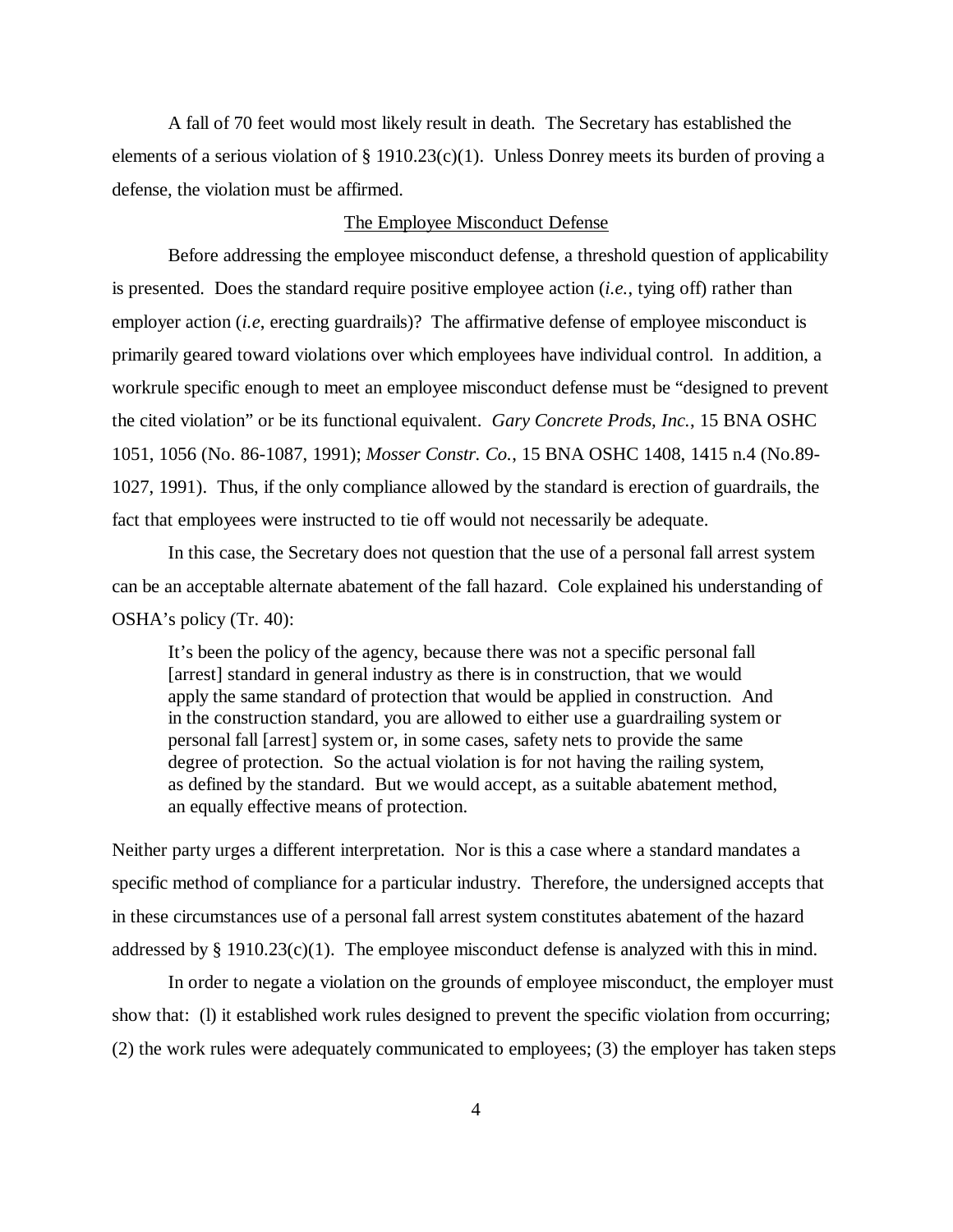A fall of 70 feet would most likely result in death. The Secretary has established the elements of a serious violation of § 1910.23(c)(1). Unless Donrey meets its burden of proving a defense, the violation must be affirmed.

<u>The Employee Misconduct Defense</u>

Before addressing the employee misconduct defense, a threshold question of applicability is presented. Does the standard require positive employee action (*i.e.*, tying off) rather than employer action (*i.e*, erecting guardrails)? The affirmative defense of employee misconduct is primarily geared toward violations over which employees have individual control. In addition, a workrule specific enough to meet an employee misconduct defense must be "designed to prevent the cited violation" or be its functional equivalent. *Gary Concrete Prods, Inc.*, 15 BNA OSHC 1051, 1056 (No. 86-1087, 1991); *Mosser Constr. Co.*, 15 BNA OSHC 1408, 1415 n.4 (No.89-1027, 1991). Thus, if the only compliance allowed by the standard is erection of guardrails, the fact that employees were instructed to tie off would not necessarily be adequate.

In this case, the Secretary does not question that the use of a personal fall arrest system can be an acceptable alternate abatement of the fall hazard. Cole explained his understanding of OSHA's policy (Tr. 40):

> It's been the policy of the agency, because there was not a specific personal fall [arrest] standard in general industry as there is in construction, that we would apply the same standard of protection that would be applied in construction. And in the construction standard, you are allowed to either use a guardrailing system or personal fall [arrest] system or, in some cases, safety nets to provide the same degree of protection. So the actual violation is for not having the railing system, as defined by the standard. But we would accept, as a suitable abatement method, an equally effective means of protection.

Neither party urges a different interpretation. Nor is this a case where a standard mandates a specific method of compliance for a particular industry. Therefore, the undersigned accepts that in these circumstances use of a personal fall arrest system constitutes abatement of the hazard addressed by § 1910.23(c)(1). The employee misconduct defense is analyzed with this in mind.

In order to negate a violation on the grounds of employee misconduct, the employer must show that: (l) it established work rules designed to prevent the specific violation from occurring; (2) the work rules were adequately communicated to employees; (3) the employer has taken steps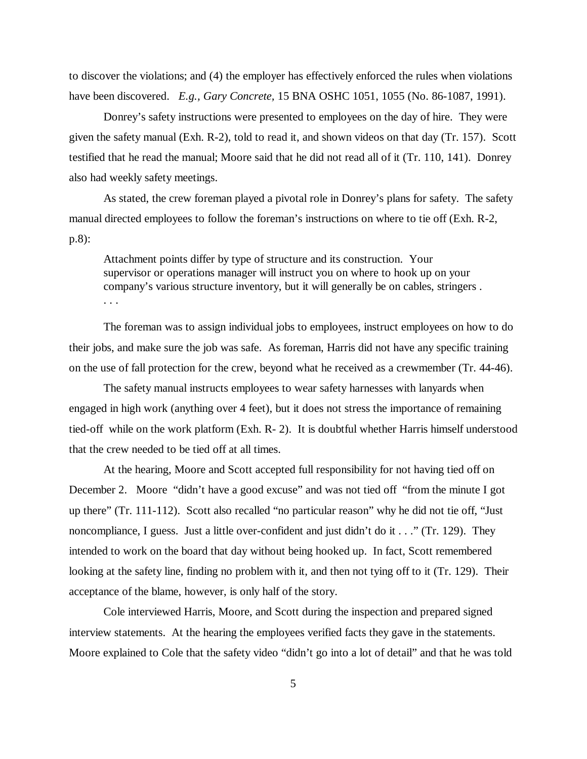to discover the violations; and (4) the employer has effectively enforced the rules when violations have been discovered. *E.g., Gary Concrete,* 15 BNA OSHC 1051, 1055 (No. 86-1087, 1991).

Donrey's safety instructions were presented to employees on the day of hire. They were given the safety manual (Exh. R-2), told to read it, and shown videos on that day (Tr. 157). Scott testified that he read the manual; Moore said that he did not read all of it (Tr. 110, 141). Donrey also had weekly safety meetings.

As stated, the crew foreman played a pivotal role in Donrey's plans for safety. The safety manual directed employees to follow the foreman's instructions on where to tie off (Exh. R-2, p.8):

> Attachment points differ by type of structure and its construction. Your supervisor or operations manager will instruct you on where to hook up on your company's various structure inventory, but it will generally be on cables, stringers . . . .

The foreman was to assign individual jobs to employees, instruct employees on how to do their jobs, and make sure the job was safe. As foreman, Harris did not have any specific training on the use of fall protection for the crew, beyond what he received as a crewmember (Tr. 44-46).

The safety manual instructs employees to wear safety harnesses with lanyards when engaged in high work (anything over 4 feet), but it does not stress the importance of remaining tied-off while on the work platform (Exh. R- 2). It is doubtful whether Harris himself understood that the crew needed to be tied off at all times.

At the hearing, Moore and Scott accepted full responsibility for not having tied off on December 2. Moore "didn't have a good excuse" and was not tied off "from the minute I got up there" (Tr. 111-112). Scott also recalled "no particular reason" why he did not tie off, "Just noncompliance, I guess. Just a little over-confident and just didn't do it . . ." (Tr. 129). They intended to work on the board that day without being hooked up. In fact, Scott remembered looking at the safety line, finding no problem with it, and then not tying off to it (Tr. 129). Their acceptance of the blame, however, is only half of the story.

Cole interviewed Harris, Moore, and Scott during the inspection and prepared signed interview statements. At the hearing the employees verified facts they gave in the statements. Moore explained to Cole that the safety video "didn't go into a lot of detail" and that he was told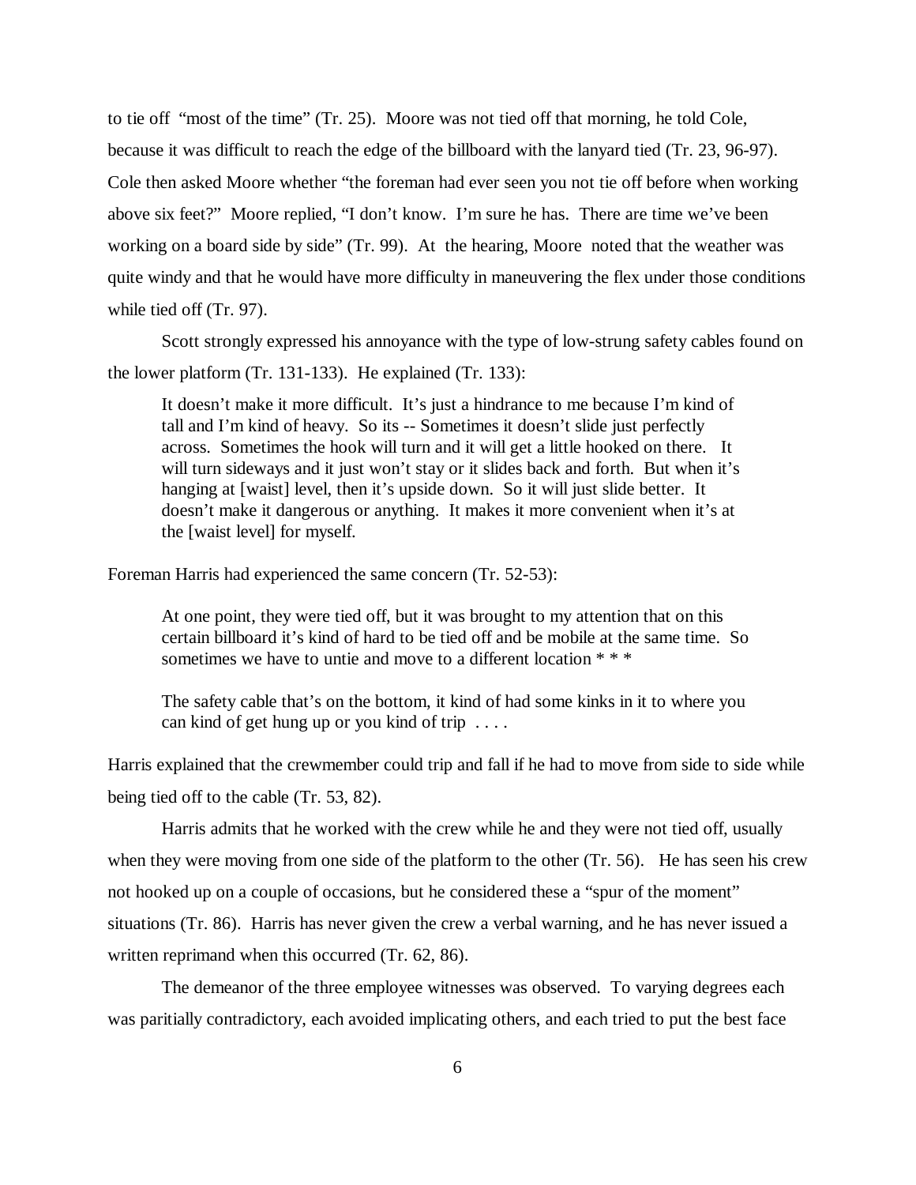to tie off "most of the time" (Tr. 25). Moore was not tied off that morning, he told Cole, because it was difficult to reach the edge of the billboard with the lanyard tied (Tr. 23, 96-97). Cole then asked Moore whether "the foreman had ever seen you not tie off before when working above six feet?" Moore replied, "I don't know. I'm sure he has. There are time we've been working on a board side by side" (Tr. 99). At the hearing, Moore noted that the weather was quite windy and that he would have more difficulty in maneuvering the flex under those conditions while tied off (Tr. 97).

Scott strongly expressed his annoyance with the type of low-strung safety cables found on the lower platform (Tr. 131-133). He explained (Tr. 133):

> It doesn't make it more difficult. It's just a hindrance to me because I'm kind of tall and I'm kind of heavy. So its -- Sometimes it doesn't slide just perfectly across. Sometimes the hook will turn and it will get a little hooked on there. It will turn sideways and it just won't stay or it slides back and forth. But when it's hanging at [waist] level, then it's upside down. So it will just slide better. It doesn't make it dangerous or anything. It makes it more convenient when it's at the [waist level] for myself.

Foreman Harris had experienced the same concern (Tr. 52-53):

> At one point, they were tied off, but it was brought to my attention that on this certain billboard it's kind of hard to be tied off and be mobile at the same time. So sometimes we have to untie and move to a different location * * *
>
> The safety cable that's on the bottom, it kind of had some kinks in it to where you can kind of get hung up or you kind of trip . . . .

Harris explained that the crewmember could trip and fall if he had to move from side to side while being tied off to the cable (Tr. 53, 82).

Harris admits that he worked with the crew while he and they were not tied off, usually when they were moving from one side of the platform to the other (Tr. 56). He has seen his crew not hooked up on a couple of occasions, but he considered these a "spur of the moment" situations (Tr. 86). Harris has never given the crew a verbal warning, and he has never issued a written reprimand when this occurred (Tr. 62, 86).

The demeanor of the three employee witnesses was observed. To varying degrees each was paritially contradictory, each avoided implicating others, and each tried to put the best face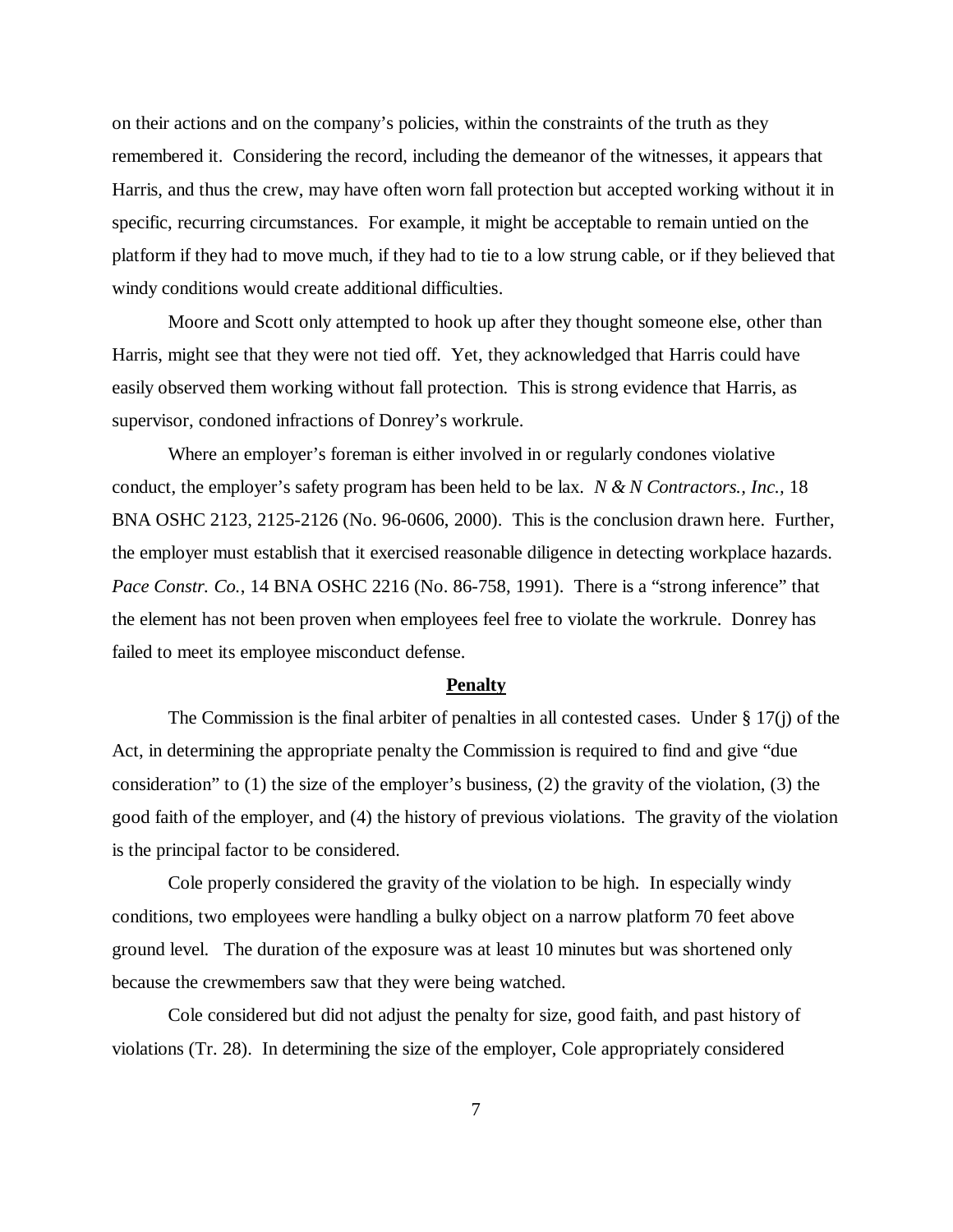on their actions and on the company's policies, within the constraints of the truth as they remembered it. Considering the record, including the demeanor of the witnesses, it appears that Harris, and thus the crew, may have often worn fall protection but accepted working without it in specific, recurring circumstances. For example, it might be acceptable to remain untied on the platform if they had to move much, if they had to tie to a low strung cable, or if they believed that windy conditions would create additional difficulties.

Moore and Scott only attempted to hook up after they thought someone else, other than Harris, might see that they were not tied off. Yet, they acknowledged that Harris could have easily observed them working without fall protection. This is strong evidence that Harris, as supervisor, condoned infractions of Donrey's workrule.

Where an employer's foreman is either involved in or regularly condones violative conduct, the employer's safety program has been held to be lax. *N & N Contractors., Inc.*, 18 BNA OSHC 2123, 2125-2126 (No. 96-0606, 2000). This is the conclusion drawn here. Further, the employer must establish that it exercised reasonable diligence in detecting workplace hazards. *Pace Constr. Co.*, 14 BNA OSHC 2216 (No. 86-758, 1991). There is a "strong inference" that the element has not been proven when employees feel free to violate the workrule. Donrey has failed to meet its employee misconduct defense.

## Penalty

The Commission is the final arbiter of penalties in all contested cases. Under § 17(j) of the Act, in determining the appropriate penalty the Commission is required to find and give "due consideration" to (1) the size of the employer's business, (2) the gravity of the violation, (3) the good faith of the employer, and (4) the history of previous violations. The gravity of the violation is the principal factor to be considered.

Cole properly considered the gravity of the violation to be high. In especially windy conditions, two employees were handling a bulky object on a narrow platform 70 feet above ground level. The duration of the exposure was at least 10 minutes but was shortened only because the crewmembers saw that they were being watched.

Cole considered but did not adjust the penalty for size, good faith, and past history of violations (Tr. 28). In determining the size of the employer, Cole appropriately considered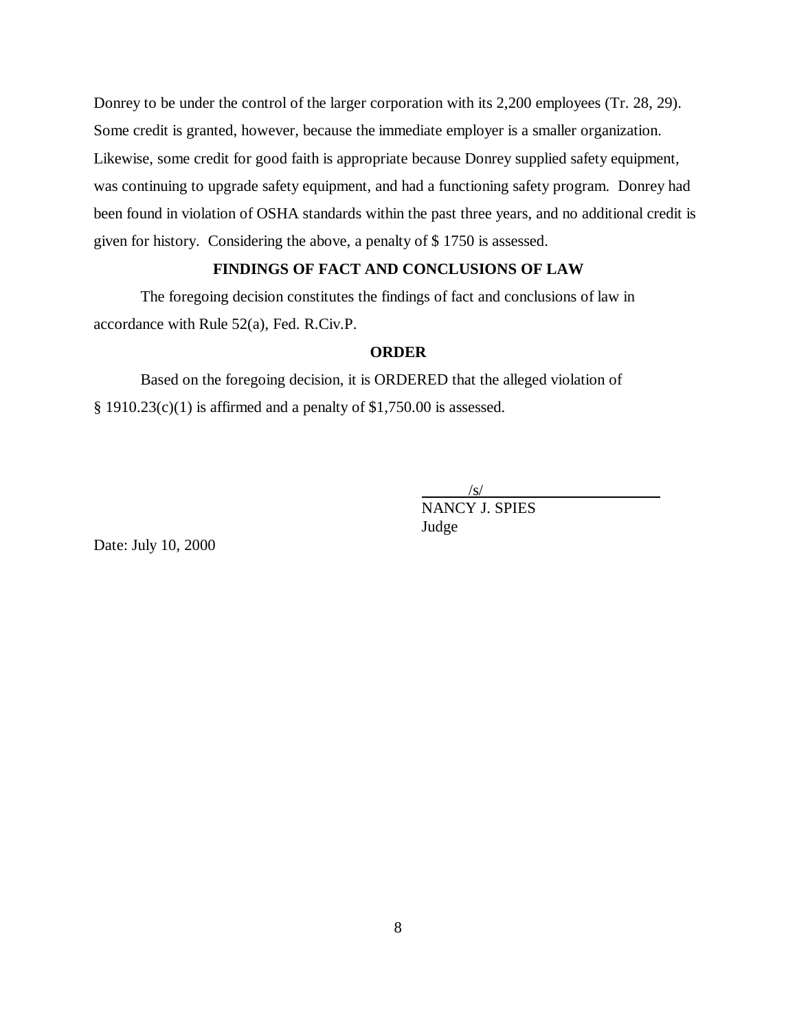Donrey to be under the control of the larger corporation with its 2,200 employees (Tr. 28, 29). Some credit is granted, however, because the immediate employer is a smaller organization. Likewise, some credit for good faith is appropriate because Donrey supplied safety equipment, was continuing to upgrade safety equipment, and had a functioning safety program. Donrey had been found in violation of OSHA standards within the past three years, and no additional credit is given for history. Considering the above, a penalty of $ 1750 is assessed.

## FINDINGS OF FACT AND CONCLUSIONS OF LAW

The foregoing decision constitutes the findings of fact and conclusions of law in accordance with Rule 52(a), Fed. R.Civ.P.

## ORDER

Based on the foregoing decision, it is ORDERED that the alleged violation of § 1910.23(c)(1) is affirmed and a penalty of $1,750.00 is assessed.

/s/
NANCY J. SPIES
Judge

Date: July 10, 2000